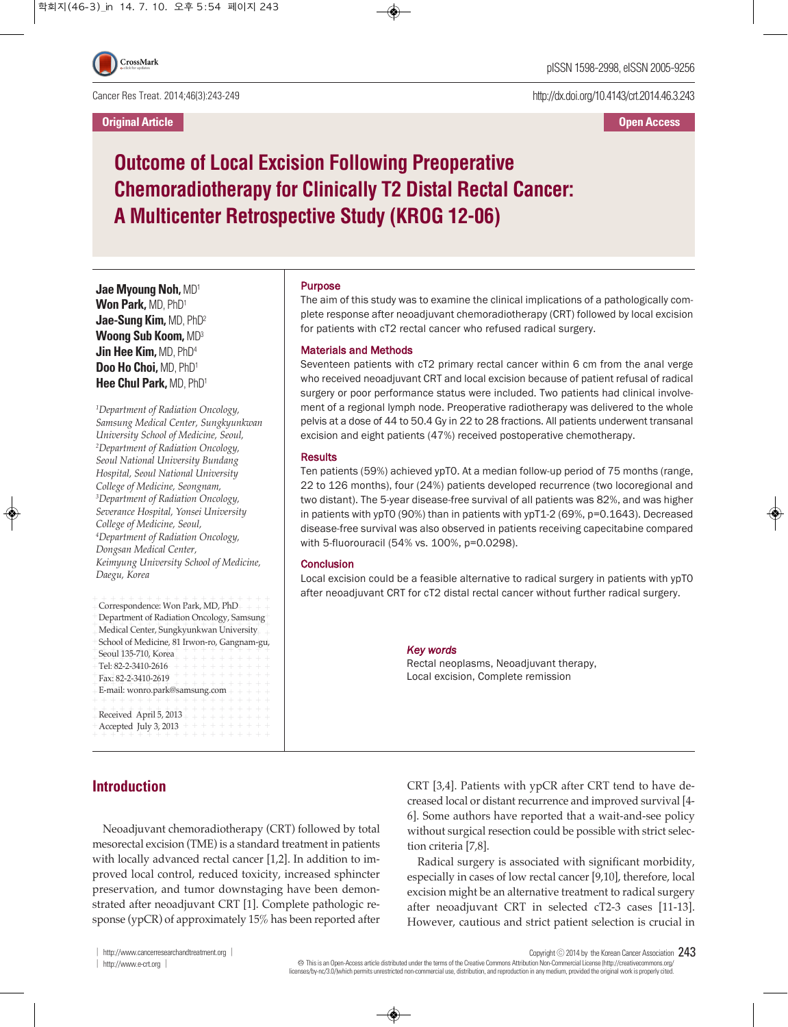Original Article

Open Access

# Outcome of Local Excision Following Preoperative Chemoradiotherapy for Clinically T2 Distal Rectal Cancer: A Multicenter Retrospective Study (KROG 12-06)

**Jae Myoung Noh**, MD[1]
**Won Park**, MD, PhD[1]
**Jae-Sung Kim**, MD, PhD[2]
**Woong Sub Koom**, MD[3]
**Jin Hee Kim**, MD, PhD[4]
**Doo Ho Choi**, MD, PhD[1]
**Hee Chul Park**, MD, PhD[1]

[1]*Department of Radiation Oncology, Samsung Medical Center, Sungkyunkwan University School of Medicine, Seoul,*
[2]*Department of Radiation Oncology, Seoul National University Bundang Hospital, Seoul National University College of Medicine, Seongnam,*
[3]*Department of Radiation Oncology, Severance Hospital, Yonsei University College of Medicine, Seoul,*
[4]*Department of Radiation Oncology, Dongsan Medical Center, Keimyung University School of Medicine, Daegu, Korea*

Correspondence: Won Park, MD, PhD
Department of Radiation Oncology, Samsung Medical Center, Sungkyunkwan University School of Medicine, 81 Irwon-ro, Gangnam-gu, Seoul 135-710, Korea
Tel: 82-2-3410-2616
Fax: 82-2-3410-2619
E-mail: wonro.park@samsung.com

Received April 5, 2013
Accepted July 3, 2013

### Purpose

The aim of this study was to examine the clinical implications of a pathologically complete response after neoadjuvant chemoradiotherapy (CRT) followed by local excision for patients with cT2 rectal cancer who refused radical surgery.

### Materials and Methods

Seventeen patients with cT2 primary rectal cancer within 6 cm from the anal verge who received neoadjuvant CRT and local excision because of patient refusal of radical surgery or poor performance status were included. Two patients had clinical involvement of a regional lymph node. Preoperative radiotherapy was delivered to the whole pelvis at a dose of 44 to 50.4 Gy in 22 to 28 fractions. All patients underwent transanal excision and eight patients (47%) received postoperative chemotherapy.

### Results

Ten patients (59%) achieved ypT0. At a median follow-up period of 75 months (range, 22 to 126 months), four (24%) patients developed recurrence (two locoregional and two distant). The 5-year disease-free survival of all patients was 82%, and was higher in patients with ypT0 (90%) than in patients with ypT1-2 (69%, p=0.1643). Decreased disease-free survival was also observed in patients receiving capecitabine compared with 5-fluorouracil (54% vs. 100%, p=0.0298).

### Conclusion

Local excision could be a feasible alternative to radical surgery in patients with ypT0 after neoadjuvant CRT for cT2 distal rectal cancer without further radical surgery.

***Key words***
Rectal neoplasms, Neoadjuvant therapy, Local excision, Complete remission

## Introduction

Neoadjuvant chemoradiotherapy (CRT) followed by total mesorectal excision (TME) is a standard treatment in patients with locally advanced rectal cancer [1,2]. In addition to improved local control, reduced toxicity, increased sphincter preservation, and tumor downstaging have been demonstrated after neoadjuvant CRT [1]. Complete pathologic response (ypCR) of approximately 15% has been reported after CRT [3,4]. Patients with ypCR after CRT tend to have decreased local or distant recurrence and improved survival [4-6]. Some authors have reported that a wait-and-see policy without surgical resection could be possible with strict selection criteria [7,8].

Radical surgery is associated with significant morbidity, especially in cases of low rectal cancer [9,10], therefore, local excision might be an alternative treatment to radical surgery after neoadjuvant CRT in selected cT2-3 cases [11-13]. However, cautious and strict patient selection is crucial in

Copyright © 2014 by the Korean Cancer Association

This is an Open-Access article distributed under the terms of the Creative Commons Attribution Non-Commercial License (http://creativecommons.org/licenses/by-nc/3.0/)which permits unrestricted non-commercial use, distribution, and reproduction in any medium, provided the original work is properly cited.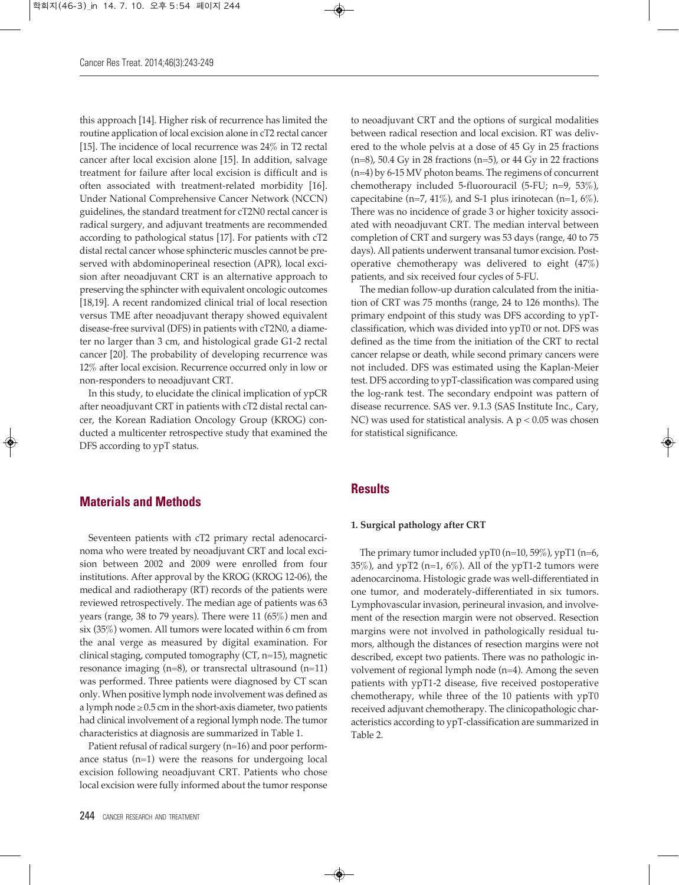this approach [14]. Higher risk of recurrence has limited the routine application of local excision alone in cT2 rectal cancer [15]. The incidence of local recurrence was 24% in T2 rectal cancer after local excision alone [15]. In addition, salvage treatment for failure after local excision is difficult and is often associated with treatment-related morbidity [16]. Under National Comprehensive Cancer Network (NCCN) guidelines, the standard treatment for cT2N0 rectal cancer is radical surgery, and adjuvant treatments are recommended according to pathological status [17]. For patients with cT2 distal rectal cancer whose sphincteric muscles cannot be preserved with abdominoperineal resection (APR), local excision after neoadjuvant CRT is an alternative approach to preserving the sphincter with equivalent oncologic outcomes [18,19]. A recent randomized clinical trial of local resection versus TME after neoadjuvant therapy showed equivalent disease-free survival (DFS) in patients with cT2N0, a diameter no larger than 3 cm, and histological grade G1-2 rectal cancer [20]. The probability of developing recurrence was 12% after local excision. Recurrence occurred only in low or non-responders to neoadjuvant CRT.

In this study, to elucidate the clinical implication of ypCR after neoadjuvant CRT in patients with cT2 distal rectal cancer, the Korean Radiation Oncology Group (KROG) conducted a multicenter retrospective study that examined the DFS according to ypT status.

## Materials and Methods

Seventeen patients with cT2 primary rectal adenocarcinoma who were treated by neoadjuvant CRT and local excision between 2002 and 2009 were enrolled from four institutions. After approval by the KROG (KROG 12-06), the medical and radiotherapy (RT) records of the patients were reviewed retrospectively. The median age of patients was 63 years (range, 38 to 79 years). There were 11 (65%) men and six (35%) women. All tumors were located within 6 cm from the anal verge as measured by digital examination. For clinical staging, computed tomography (CT, n=15), magnetic resonance imaging (n=8), or transrectal ultrasound (n=11) was performed. Three patients were diagnosed by CT scan only. When positive lymph node involvement was defined as a lymph node ≥ 0.5 cm in the short-axis diameter, two patients had clinical involvement of a regional lymph node. The tumor characteristics at diagnosis are summarized in Table 1.

Patient refusal of radical surgery (n=16) and poor performance status (n=1) were the reasons for undergoing local excision following neoadjuvant CRT. Patients who chose local excision were fully informed about the tumor response to neoadjuvant CRT and the options of surgical modalities between radical resection and local excision. RT was delivered to the whole pelvis at a dose of 45 Gy in 25 fractions (n=8), 50.4 Gy in 28 fractions (n=5), or 44 Gy in 22 fractions (n=4) by 6-15 MV photon beams. The regimens of concurrent chemotherapy included 5-fluorouracil (5-FU; n=9, 53%), capecitabine (n=7, 41%), and S-1 plus irinotecan (n=1, 6%). There was no incidence of grade 3 or higher toxicity associated with neoadjuvant CRT. The median interval between completion of CRT and surgery was 53 days (range, 40 to 75 days). All patients underwent transanal tumor excision. Postoperative chemotherapy was delivered to eight (47%) patients, and six received four cycles of 5-FU.

The median follow-up duration calculated from the initiation of CRT was 75 months (range, 24 to 126 months). The primary endpoint of this study was DFS according to ypT-classification, which was divided into ypT0 or not. DFS was defined as the time from the initiation of the CRT to rectal cancer relapse or death, while second primary cancers were not included. DFS was estimated using the Kaplan-Meier test. DFS according to ypT-classification was compared using the log-rank test. The secondary endpoint was pattern of disease recurrence. SAS ver. 9.1.3 (SAS Institute Inc., Cary, NC) was used for statistical analysis. A $p < 0.05$ was chosen for statistical significance.

## Results

### 1. Surgical pathology after CRT

The primary tumor included ypT0 (n=10, 59%), ypT1 (n=6, 35%), and ypT2 (n=1, 6%). All of the ypT1-2 tumors were adenocarcinoma. Histologic grade was well-differentiated in one tumor, and moderately-differentiated in six tumors. Lymphovascular invasion, perineural invasion, and involvement of the resection margin were not observed. Resection margins were not involved in pathologically residual tumors, although the distances of resection margins were not described, except two patients. There was no pathologic involvement of regional lymph node (n=4). Among the seven patients with ypT1-2 disease, five received postoperative chemotherapy, while three of the 10 patients with ypT0 received adjuvant chemotherapy. The clinicopathologic characteristics according to ypT-classification are summarized in Table 2.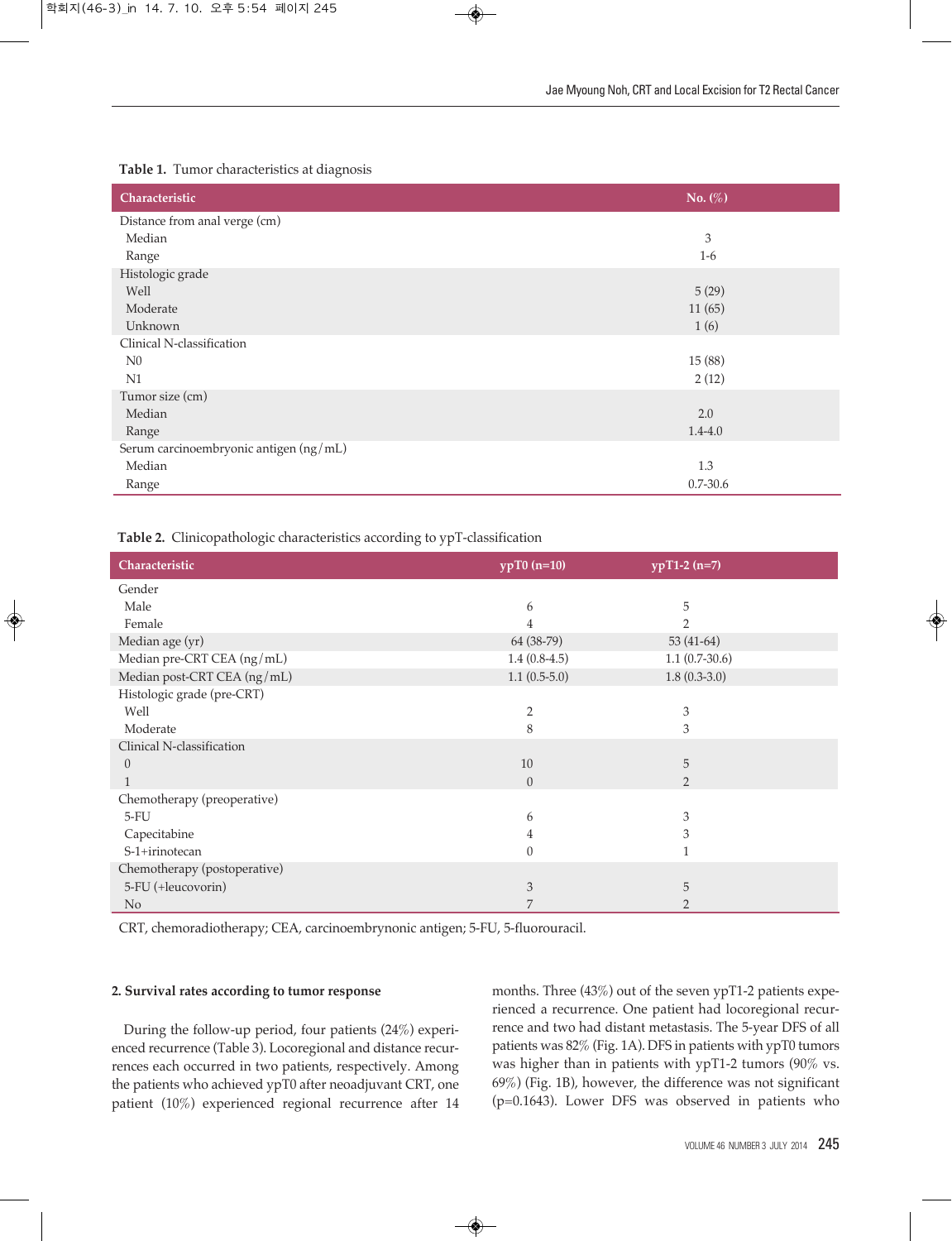**Table 1.** Tumor characteristics at diagnosis

| Characteristic | No. (%) |
|---|---|
| Distance from anal verge (cm) | |
| Median | 3 |
| Range | 1-6 |
| Histologic grade | |
| Well | 5 (29) |
| Moderate | 11 (65) |
| Unknown | 1 (6) |
| Clinical N-classification | |
| N0 | 15 (88) |
| N1 | 2 (12) |
| Tumor size (cm) | |
| Median | 2.0 |
| Range | 1.4-4.0 |
| Serum carcinoembryonic antigen (ng/mL) | |
| Median | 1.3 |
| Range | 0.7-30.6 |

**Table 2.** Clinicopathologic characteristics according to ypT-classification

| Characteristic | ypT0 (n=10) | ypT1-2 (n=7) |
|---|---|---|
| Gender | | |
| Male | 6 | 5 |
| Female | 4 | 2 |
| Median age (yr) | 64 (38-79) | 53 (41-64) |
| Median pre-CRT CEA (ng/mL) | 1.4 (0.8-4.5) | 1.1 (0.7-30.6) |
| Median post-CRT CEA (ng/mL) | 1.1 (0.5-5.0) | 1.8 (0.3-3.0) |
| Histologic grade (pre-CRT) | | |
| Well | 2 | 3 |
| Moderate | 8 | 3 |
| Clinical N-classification | | |
| 0 | 10 | 5 |
| 1 | 0 | 2 |
| Chemotherapy (preoperative) | | |
| 5-FU | 6 | 3 |
| Capecitabine | 4 | 3 |
| S-1+irinotecan | 0 | 1 |
| Chemotherapy (postoperative) | | |
| 5-FU (+leucovorin) | 3 | 5 |
| No | 7 | 2 |

CRT, chemoradiotherapy; CEA, carcinoembrynonic antigen; 5-FU, 5-fluorouracil.

### 2. Survival rates according to tumor response

During the follow-up period, four patients (24%) experienced recurrence (Table 3). Locoregional and distance recurrences each occurred in two patients, respectively. Among the patients who achieved ypT0 after neoadjuvant CRT, one patient (10%) experienced regional recurrence after 14 months. Three (43%) out of the seven ypT1-2 patients experienced a recurrence. One patient had locoregional recurrence and two had distant metastasis. The 5-year DFS of all patients was 82% (Fig. 1A). DFS in patients with ypT0 tumors was higher than in patients with ypT1-2 tumors (90% vs. 69%) (Fig. 1B), however, the difference was not significant (p=0.1643). Lower DFS was observed in patients who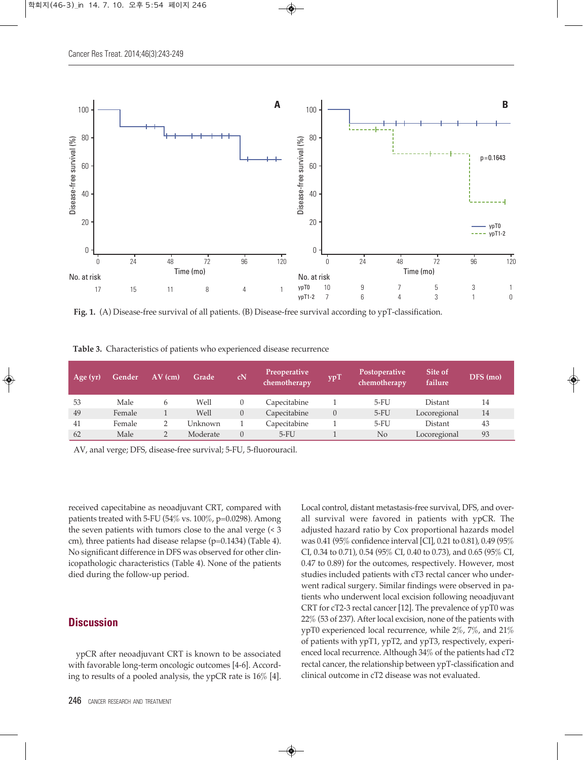Fig. 1. (A) Disease-free survival of all patients. (B) Disease-free survival according to ypT-classification.

Table 3. Characteristics of patients who experienced disease recurrence

| Age (yr) | Gender | AV (cm) | Grade | cN | Preoperative chemotherapy | ypT | Postoperative chemotherapy | Site of failure | DFS (mo) |
|---|---|---|---|---|---|---|---|---|---|
| 53 | Male | 6 | Well | 0 | Capecitabine | 1 | 5-FU | Distant | 14 |
| 49 | Female | 1 | Well | 0 | Capecitabine | 0 | 5-FU | Locoregional | 14 |
| 41 | Female | 2 | Unknown | 1 | Capecitabine | 1 | 5-FU | Distant | 43 |
| 62 | Male | 2 | Moderate | 0 | 5-FU | 1 | No | Locoregional | 93 |

AV, anal verge; DFS, disease-free survival; 5-FU, 5-fluorouracil.

received capecitabine as neoadjuvant CRT, compared with patients treated with 5-FU (54% vs. 100%, p=0.0298). Among the seven patients with tumors close to the anal verge (< 3 cm), three patients had disease relapse (p=0.1434) (Table 4). No significant difference in DFS was observed for other clinicopathologic characteristics (Table 4). None of the patients died during the follow-up period.

## Discussion

ypCR after neoadjuvant CRT is known to be associated with favorable long-term oncologic outcomes [4-6]. According to results of a pooled analysis, the ypCR rate is 16% [4]. Local control, distant metastasis-free survival, DFS, and overall survival were favored in patients with ypCR. The adjusted hazard ratio by Cox proportional hazards model was 0.41 (95% confidence interval [CI], 0.21 to 0.81), 0.49 (95% CI, 0.34 to 0.71), 0.54 (95% CI, 0.40 to 0.73), and 0.65 (95% CI, 0.47 to 0.89) for the outcomes, respectively. However, most studies included patients with cT3 rectal cancer who underwent radical surgery. Similar findings were observed in patients who underwent local excision following neoadjuvant CRT for cT2-3 rectal cancer [12]. The prevalence of ypT0 was 22% (53 of 237). After local excision, none of the patients with ypT0 experienced local recurrence, while 2%, 7%, and 21% of patients with ypT1, ypT2, and ypT3, respectively, experienced local recurrence. Although 34% of the patients had cT2 rectal cancer, the relationship between ypT-classification and clinical outcome in cT2 disease was not evaluated.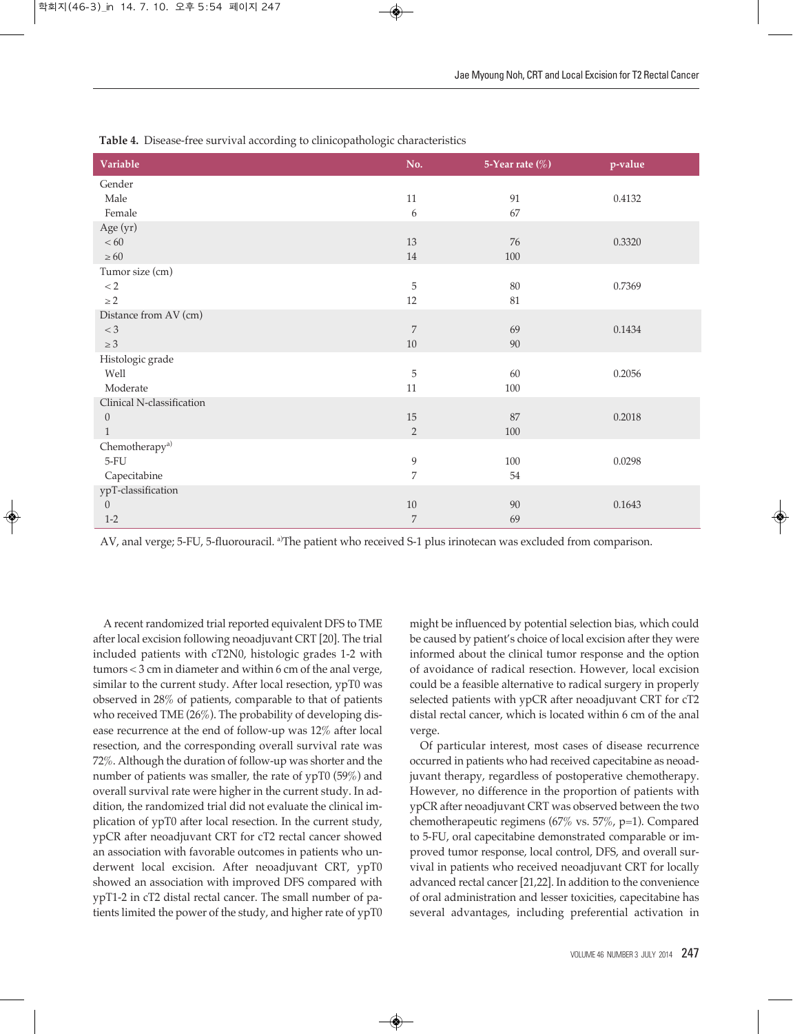**Table 4.** Disease-free survival according to clinicopathologic characteristics

| Variable | No. | 5-Year rate (%) | p-value |
|---|---|---|---|
| Gender | | | |
| Male | 11 | 91 | 0.4132 |
| Female | 6 | 67 | |
| Age (yr) | | | |
| < 60 | 13 | 76 | 0.3320 |
| ≥ 60 | 14 | 100 | |
| Tumor size (cm) | | | |
| < 2 | 5 | 80 | 0.7369 |
| ≥ 2 | 12 | 81 | |
| Distance from AV (cm) | | | |
| < 3 | 7 | 69 | 0.1434 |
| ≥ 3 | 10 | 90 | |
| Histologic grade | | | |
| Well | 5 | 60 | 0.2056 |
| Moderate | 11 | 100 | |
| Clinical N-classification | | | |
| 0 | 15 | 87 | 0.2018 |
| 1 | 2 | 100 | |
| Chemotherapy[a] | | | |
| 5-FU | 9 | 100 | 0.0298 |
| Capecitabine | 7 | 54 | |
| ypT-classification | | | |
| 0 | 10 | 90 | 0.1643 |
| 1-2 | 7 | 69 | |

AV, anal verge; 5-FU, 5-fluorouracil. [a]The patient who received S-1 plus irinotecan was excluded from comparison.

A recent randomized trial reported equivalent DFS to TME after local excision following neoadjuvant CRT [20]. The trial included patients with cT2N0, histologic grades 1-2 with tumors < 3 cm in diameter and within 6 cm of the anal verge, similar to the current study. After local resection, ypT0 was observed in 28% of patients, comparable to that of patients who received TME (26%). The probability of developing disease recurrence at the end of follow-up was 12% after local resection, and the corresponding overall survival rate was 72%. Although the duration of follow-up was shorter and the number of patients was smaller, the rate of ypT0 (59%) and overall survival rate were higher in the current study. In addition, the randomized trial did not evaluate the clinical implication of ypT0 after local resection. In the current study, ypCR after neoadjuvant CRT for cT2 rectal cancer showed an association with favorable outcomes in patients who underwent local excision. After neoadjuvant CRT, ypT0 showed an association with improved DFS compared with ypT1-2 in cT2 distal rectal cancer. The small number of patients limited the power of the study, and higher rate of ypT0 might be influenced by potential selection bias, which could be caused by patient's choice of local excision after they were informed about the clinical tumor response and the option of avoidance of radical resection. However, local excision could be a feasible alternative to radical surgery in properly selected patients with ypCR after neoadjuvant CRT for cT2 distal rectal cancer, which is located within 6 cm of the anal verge.

Of particular interest, most cases of disease recurrence occurred in patients who had received capecitabine as neoadjuvant therapy, regardless of postoperative chemotherapy. However, no difference in the proportion of patients with ypCR after neoadjuvant CRT was observed between the two chemotherapeutic regimens (67% vs. 57%, p=1). Compared to 5-FU, oral capecitabine demonstrated comparable or improved tumor response, local control, DFS, and overall survival in patients who received neoadjuvant CRT for locally advanced rectal cancer [21,22]. In addition to the convenience of oral administration and lesser toxicities, capecitabine has several advantages, including preferential activation in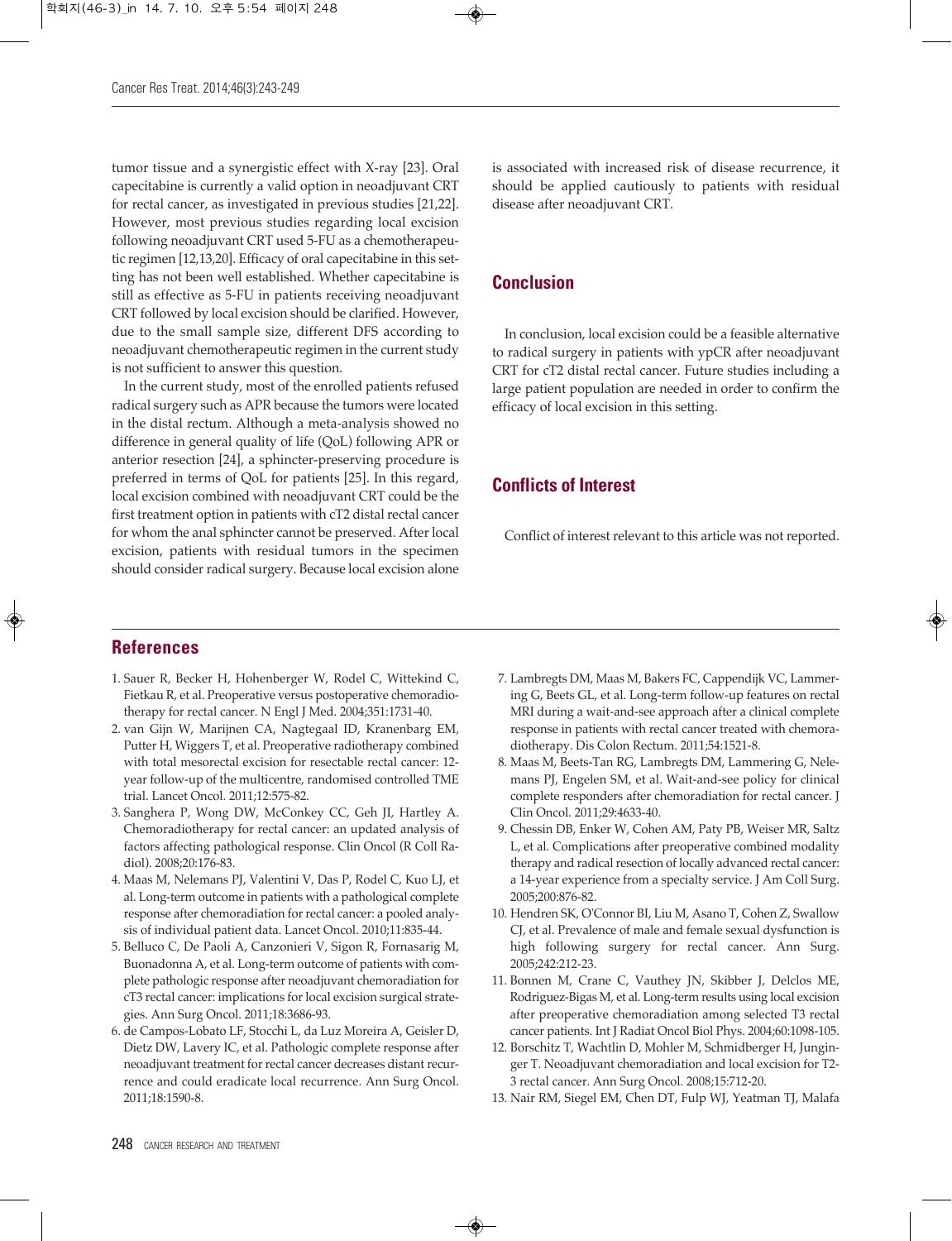tumor tissue and a synergistic effect with X-ray [23]. Oral capecitabine is currently a valid option in neoadjuvant CRT for rectal cancer, as investigated in previous studies [21,22]. However, most previous studies regarding local excision following neoadjuvant CRT used 5-FU as a chemotherapeutic regimen [12,13,20]. Efficacy of oral capecitabine in this setting has not been well established. Whether capecitabine is still as effective as 5-FU in patients receiving neoadjuvant CRT followed by local excision should be clarified. However, due to the small sample size, different DFS according to neoadjuvant chemotherapeutic regimen in the current study is not sufficient to answer this question.

In the current study, most of the enrolled patients refused radical surgery such as APR because the tumors were located in the distal rectum. Although a meta-analysis showed no difference in general quality of life (QoL) following APR or anterior resection [24], a sphincter-preserving procedure is preferred in terms of QoL for patients [25]. In this regard, local excision combined with neoadjuvant CRT could be the first treatment option in patients with cT2 distal rectal cancer for whom the anal sphincter cannot be preserved. After local excision, patients with residual tumors in the specimen should consider radical surgery. Because local excision alone is associated with increased risk of disease recurrence, it should be applied cautiously to patients with residual disease after neoadjuvant CRT.

## Conclusion

In conclusion, local excision could be a feasible alternative to radical surgery in patients with ypCR after neoadjuvant CRT for cT2 distal rectal cancer. Future studies including a large patient population are needed in order to confirm the efficacy of local excision in this setting.

## Conflicts of Interest

Conflict of interest relevant to this article was not reported.

## References

1. Sauer R, Becker H, Hohenberger W, Rodel C, Wittekind C, Fietkau R, et al. Preoperative versus postoperative chemoradiotherapy for rectal cancer. N Engl J Med. 2004;351:1731-40.
2. van Gijn W, Marijnen CA, Nagtegaal ID, Kranenbarg EM, Putter H, Wiggers T, et al. Preoperative radiotherapy combined with total mesorectal excision for resectable rectal cancer: 12-year follow-up of the multicentre, randomised controlled TME trial. Lancet Oncol. 2011;12:575-82.
3. Sanghera P, Wong DW, McConkey CC, Geh JI, Hartley A. Chemoradiotherapy for rectal cancer: an updated analysis of factors affecting pathological response. Clin Oncol (R Coll Radiol). 2008;20:176-83.
4. Maas M, Nelemans PJ, Valentini V, Das P, Rodel C, Kuo LJ, et al. Long-term outcome in patients with a pathological complete response after chemoradiation for rectal cancer: a pooled analysis of individual patient data. Lancet Oncol. 2010;11:835-44.
5. Belluco C, De Paoli A, Canzonieri V, Sigon R, Fornasarig M, Buonadonna A, et al. Long-term outcome of patients with complete pathologic response after neoadjuvant chemoradiation for cT3 rectal cancer: implications for local excision surgical strategies. Ann Surg Oncol. 2011;18:3686-93.
6. de Campos-Lobato LF, Stocchi L, da Luz Moreira A, Geisler D, Dietz DW, Lavery IC, et al. Pathologic complete response after neoadjuvant treatment for rectal cancer decreases distant recurrence and could eradicate local recurrence. Ann Surg Oncol. 2011;18:1590-8.
7. Lambregts DM, Maas M, Bakers FC, Cappendijk VC, Lammering G, Beets GL, et al. Long-term follow-up features on rectal MRI during a wait-and-see approach after a clinical complete response in patients with rectal cancer treated with chemoradiotherapy. Dis Colon Rectum. 2011;54:1521-8.
8. Maas M, Beets-Tan RG, Lambregts DM, Lammering G, Nelemans PJ, Engelen SM, et al. Wait-and-see policy for clinical complete responders after chemoradiation for rectal cancer. J Clin Oncol. 2011;29:4633-40.
9. Chessin DB, Enker W, Cohen AM, Paty PB, Weiser MR, Saltz L, et al. Complications after preoperative combined modality therapy and radical resection of locally advanced rectal cancer: a 14-year experience from a specialty service. J Am Coll Surg. 2005;200:876-82.
10. Hendren SK, O'Connor BI, Liu M, Asano T, Cohen Z, Swallow CJ, et al. Prevalence of male and female sexual dysfunction is high following surgery for rectal cancer. Ann Surg. 2005;242:212-23.
11. Bonnen M, Crane C, Vauthey JN, Skibber J, Delclos ME, Rodriguez-Bigas M, et al. Long-term results using local excision after preoperative chemoradiation among selected T3 rectal cancer patients. Int J Radiat Oncol Biol Phys. 2004;60:1098-105.
12. Borschitz T, Wachtlin D, Mohler M, Schmidberger H, Junginger T. Neoadjuvant chemoradiation and local excision for T2-3 rectal cancer. Ann Surg Oncol. 2008;15:712-20.
13. Nair RM, Siegel EM, Chen DT, Fulp WJ, Yeatman TJ, Malafa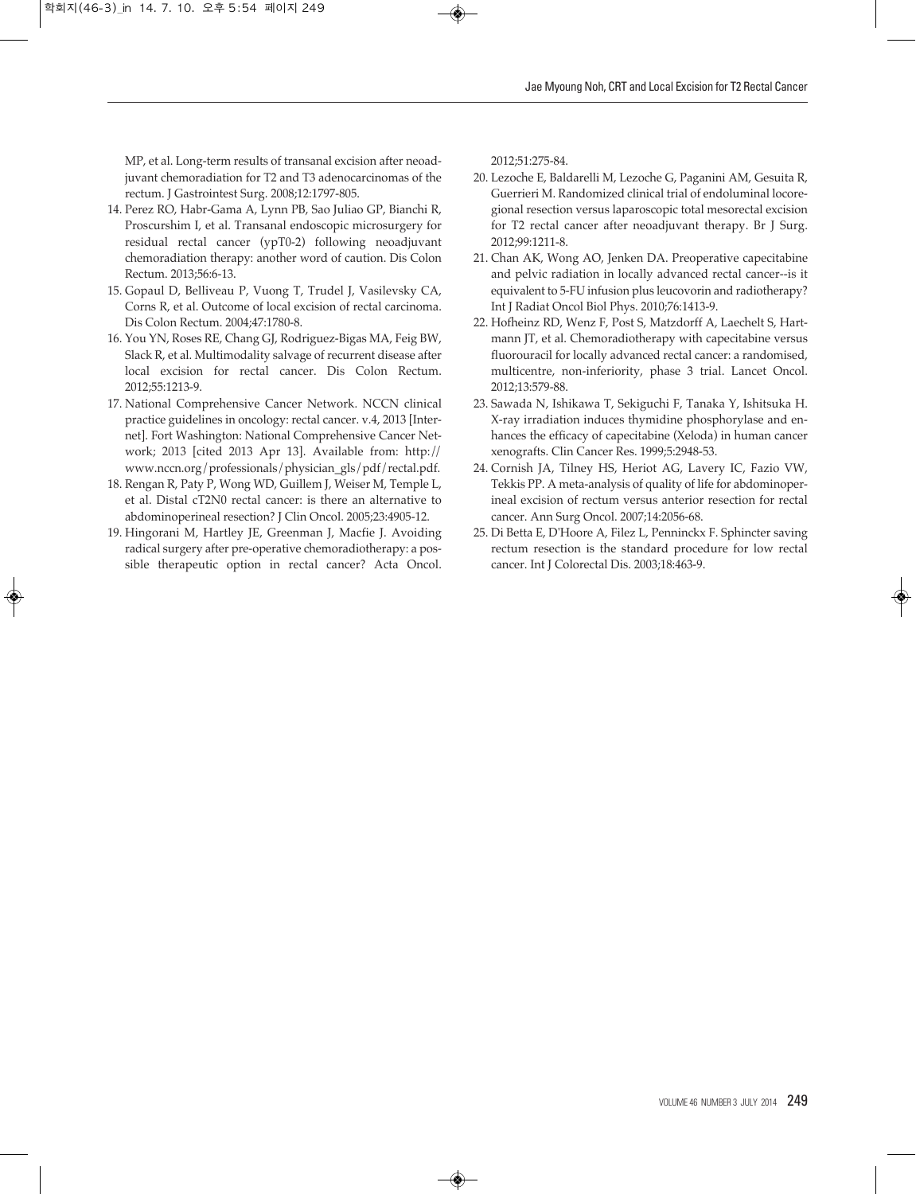MP, et al. Long-term results of transanal excision after neoadjuvant chemoradiation for T2 and T3 adenocarcinomas of the rectum. J Gastrointest Surg. 2008;12:1797-805.

14. Perez RO, Habr-Gama A, Lynn PB, Sao Juliao GP, Bianchi R, Proscurshim I, et al. Transanal endoscopic microsurgery for residual rectal cancer (ypT0-2) following neoadjuvant chemoradiation therapy: another word of caution. Dis Colon Rectum. 2013;56:6-13.
15. Gopaul D, Belliveau P, Vuong T, Trudel J, Vasilevsky CA, Corns R, et al. Outcome of local excision of rectal carcinoma. Dis Colon Rectum. 2004;47:1780-8.
16. You YN, Roses RE, Chang GJ, Rodriguez-Bigas MA, Feig BW, Slack R, et al. Multimodality salvage of recurrent disease after local excision for rectal cancer. Dis Colon Rectum. 2012;55:1213-9.
17. National Comprehensive Cancer Network. NCCN clinical practice guidelines in oncology: rectal cancer. v.4, 2013 [Internet]. Fort Washington: National Comprehensive Cancer Network; 2013 [cited 2013 Apr 13]. Available from: http://www.nccn.org/professionals/physician_gls/pdf/rectal.pdf.
18. Rengan R, Paty P, Wong WD, Guillem J, Weiser M, Temple L, et al. Distal cT2N0 rectal cancer: is there an alternative to abdominoperineal resection? J Clin Oncol. 2005;23:4905-12.
19. Hingorani M, Hartley JE, Greenman J, Macfie J. Avoiding radical surgery after pre-operative chemoradiotherapy: a possible therapeutic option in rectal cancer? Acta Oncol. 2012;51:275-84.
20. Lezoche E, Baldarelli M, Lezoche G, Paganini AM, Gesuita R, Guerrieri M. Randomized clinical trial of endoluminal locoregional resection versus laparoscopic total mesorectal excision for T2 rectal cancer after neoadjuvant therapy. Br J Surg. 2012;99:1211-8.
21. Chan AK, Wong AO, Jenken DA. Preoperative capecitabine and pelvic radiation in locally advanced rectal cancer--is it equivalent to 5-FU infusion plus leucovorin and radiotherapy? Int J Radiat Oncol Biol Phys. 2010;76:1413-9.
22. Hofheinz RD, Wenz F, Post S, Matzdorff A, Laechelt S, Hartmann JT, et al. Chemoradiotherapy with capecitabine versus fluorouracil for locally advanced rectal cancer: a randomised, multicentre, non-inferiority, phase 3 trial. Lancet Oncol. 2012;13:579-88.
23. Sawada N, Ishikawa T, Sekiguchi F, Tanaka Y, Ishitsuka H. X-ray irradiation induces thymidine phosphorylase and enhances the efficacy of capecitabine (Xeloda) in human cancer xenografts. Clin Cancer Res. 1999;5:2948-53.
24. Cornish JA, Tilney HS, Heriot AG, Lavery IC, Fazio VW, Tekkis PP. A meta-analysis of quality of life for abdominoperineal excision of rectum versus anterior resection for rectal cancer. Ann Surg Oncol. 2007;14:2056-68.
25. Di Betta E, D'Hoore A, Filez L, Penninckx F. Sphincter saving rectum resection is the standard procedure for low rectal cancer. Int J Colorectal Dis. 2003;18:463-9.